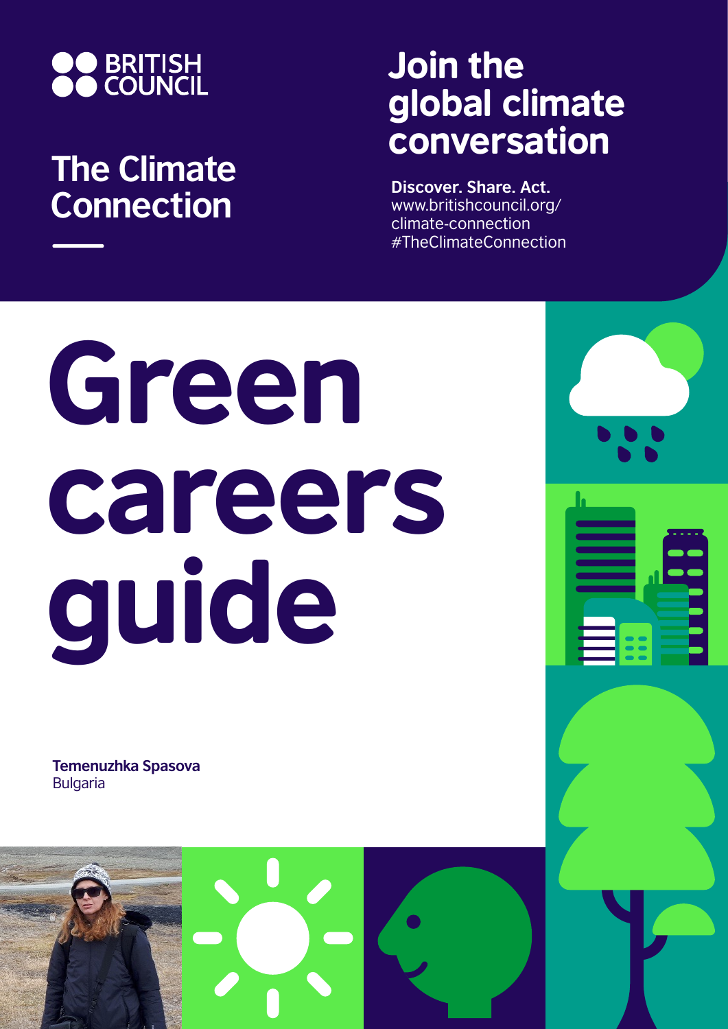BRITISH COUNCIL

## The Climate Connection

## Join the global climate conversation

**Discover. Share. Act.**
www.britishcouncil.org/climate-connection
#TheClimateConnection

# Green careers guide

**Temenuzhka Spasova**
Bulgaria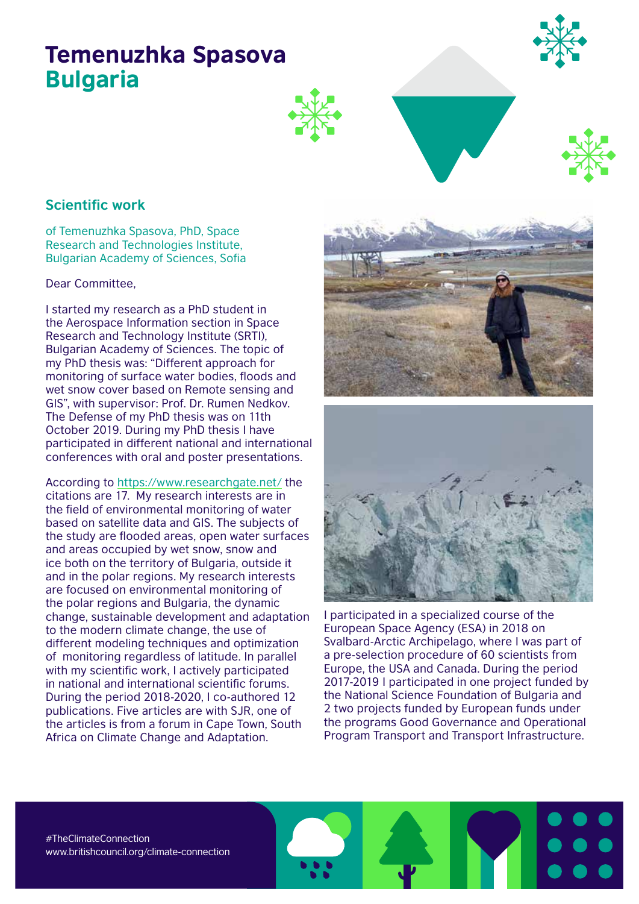# Temenuzhka Spasova
## Bulgaria

### Scientific work

of Temenuzhka Spasova, PhD, Space Research and Technologies Institute, Bulgarian Academy of Sciences, Sofia

Dear Committee,

I started my research as a PhD student in the Aerospace Information section in Space Research and Technology Institute (SRTI), Bulgarian Academy of Sciences. The topic of my PhD thesis was: "Different approach for monitoring of surface water bodies, floods and wet snow cover based on Remote sensing and GIS", with supervisor: Prof. Dr. Rumen Nedkov. The Defense of my PhD thesis was on 11th October 2019. During my PhD thesis I have participated in different national and international conferences with oral and poster presentations.

According to https://www.researchgate.net/ the citations are 17. My research interests are in the field of environmental monitoring of water based on satellite data and GIS. The subjects of the study are flooded areas, open water surfaces and areas occupied by wet snow, snow and ice both on the territory of Bulgaria, outside it and in the polar regions. My research interests are focused on environmental monitoring of the polar regions and Bulgaria, the dynamic change, sustainable development and adaptation to the modern climate change, the use of different modeling techniques and optimization of monitoring regardless of latitude. In parallel with my scientific work, I actively participated in national and international scientific forums. During the period 2018-2020, I co-authored 12 publications. Five articles are with SJR, one of the articles is from a forum in Cape Town, South Africa on Climate Change and Adaptation.

I participated in a specialized course of the European Space Agency (ESA) in 2018 on Svalbard-Arctic Archipelago, where I was part of a pre-selection procedure of 60 scientists from Europe, the USA and Canada. During the period 2017-2019 I participated in one project funded by the National Science Foundation of Bulgaria and 2 two projects funded by European funds under the programs Good Governance and Operational Program Transport and Transport Infrastructure.

#TheClimateConnection
www.britishcouncil.org/climate-connection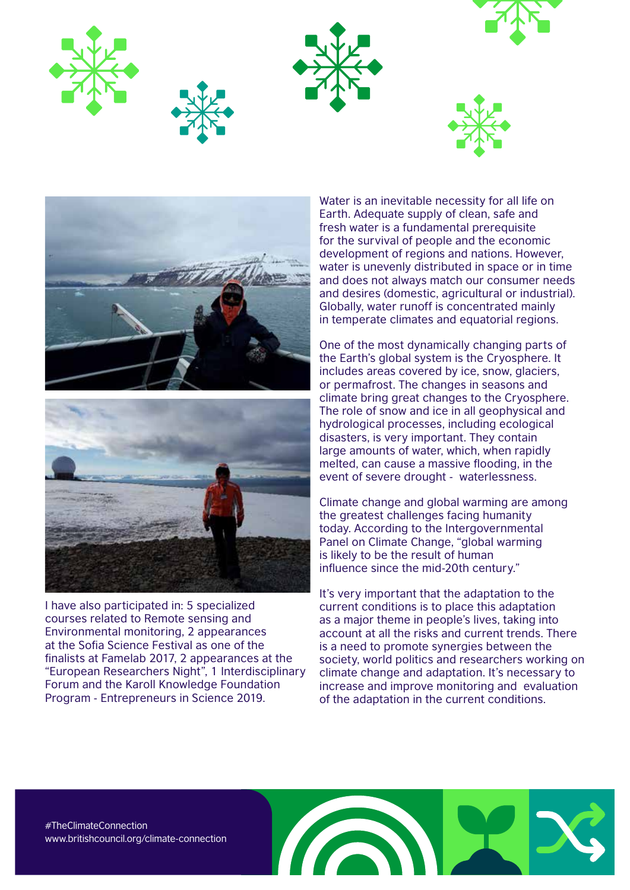I have also participated in: 5 specialized courses related to Remote sensing and Environmental monitoring, 2 appearances at the Sofia Science Festival as one of the finalists at Famelab 2017, 2 appearances at the "European Researchers Night", 1 Interdisciplinary Forum and the Karoll Knowledge Foundation Program - Entrepreneurs in Science 2019.

Water is an inevitable necessity for all life on Earth. Adequate supply of clean, safe and fresh water is a fundamental prerequisite for the survival of people and the economic development of regions and nations. However, water is unevenly distributed in space or in time and does not always match our consumer needs and desires (domestic, agricultural or industrial). Globally, water runoff is concentrated mainly in temperate climates and equatorial regions.

One of the most dynamically changing parts of the Earth's global system is the Cryosphere. It includes areas covered by ice, snow, glaciers, or permafrost. The changes in seasons and climate bring great changes to the Cryosphere. The role of snow and ice in all geophysical and hydrological processes, including ecological disasters, is very important. They contain large amounts of water, which, when rapidly melted, can cause a massive flooding, in the event of severe drought - waterlessness.

Climate change and global warming are among the greatest challenges facing humanity today. According to the Intergovernmental Panel on Climate Change, "global warming is likely to be the result of human influence since the mid-20th century."

It's very important that the adaptation to the current conditions is to place this adaptation as a major theme in people's lives, taking into account at all the risks and current trends. There is a need to promote synergies between the society, world politics and researchers working on climate change and adaptation. It's necessary to increase and improve monitoring and evaluation of the adaptation in the current conditions.

#TheClimateConnection
www.britishcouncil.org/climate-connection